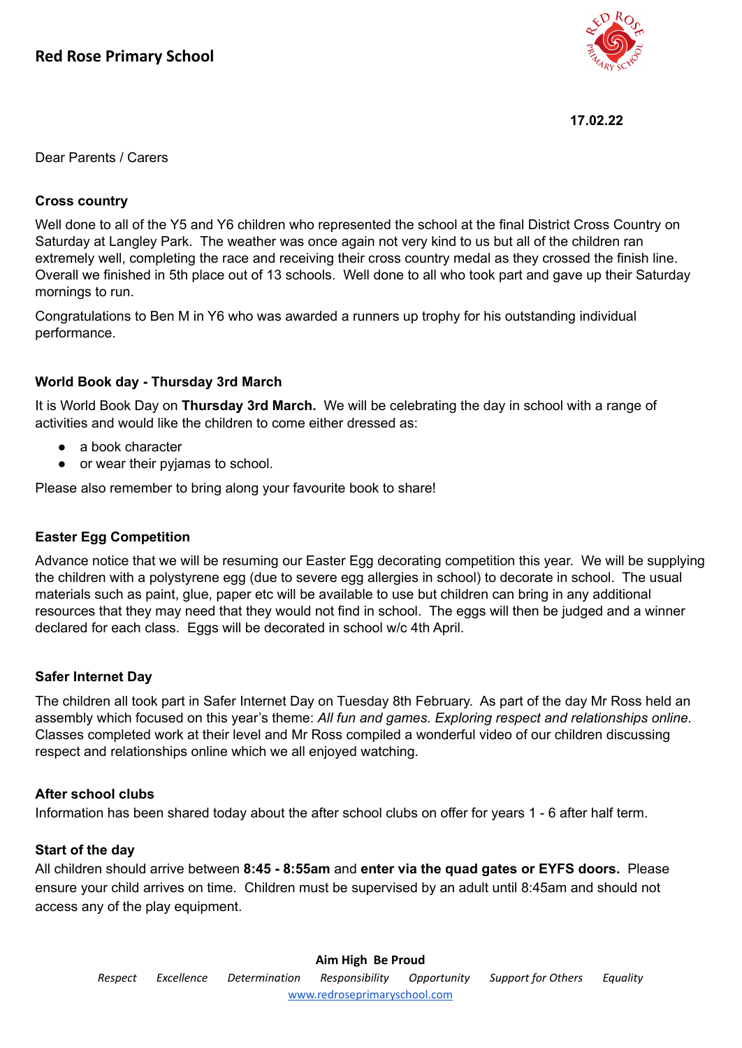# Red Rose Primary School

**17.02.22**

Dear Parents / Carers

### Cross country

Well done to all of the Y5 and Y6 children who represented the school at the final District Cross Country on Saturday at Langley Park. The weather was once again not very kind to us but all of the children ran extremely well, completing the race and receiving their cross country medal as they crossed the finish line. Overall we finished in 5th place out of 13 schools. Well done to all who took part and gave up their Saturday mornings to run.

Congratulations to Ben M in Y6 who was awarded a runners up trophy for his outstanding individual performance.

### World Book day - Thursday 3rd March

It is World Book Day on **Thursday 3rd March.** We will be celebrating the day in school with a range of activities and would like the children to come either dressed as:

- a book character
- or wear their pyjamas to school.

Please also remember to bring along your favourite book to share!

### Easter Egg Competition

Advance notice that we will be resuming our Easter Egg decorating competition this year. We will be supplying the children with a polystyrene egg (due to severe egg allergies in school) to decorate in school. The usual materials such as paint, glue, paper etc will be available to use but children can bring in any additional resources that they may need that they would not find in school. The eggs will then be judged and a winner declared for each class. Eggs will be decorated in school w/c 4th April.

### Safer Internet Day

The children all took part in Safer Internet Day on Tuesday 8th February. As part of the day Mr Ross held an assembly which focused on this year's theme: *All fun and games. Exploring respect and relationships online.* Classes completed work at their level and Mr Ross compiled a wonderful video of our children discussing respect and relationships online which we all enjoyed watching.

### After school clubs

Information has been shared today about the after school clubs on offer for years 1 - 6 after half term.

### Start of the day

All children should arrive between **8:45 - 8:55am** and **enter via the quad gates or EYFS doors.** Please ensure your child arrives on time. Children must be supervised by an adult until 8:45am and should not access any of the play equipment.

**Aim High Be Proud**

*Respect Excellence Determination Responsibility Opportunity Support for Others Equality*

www.redroseprimaryschool.com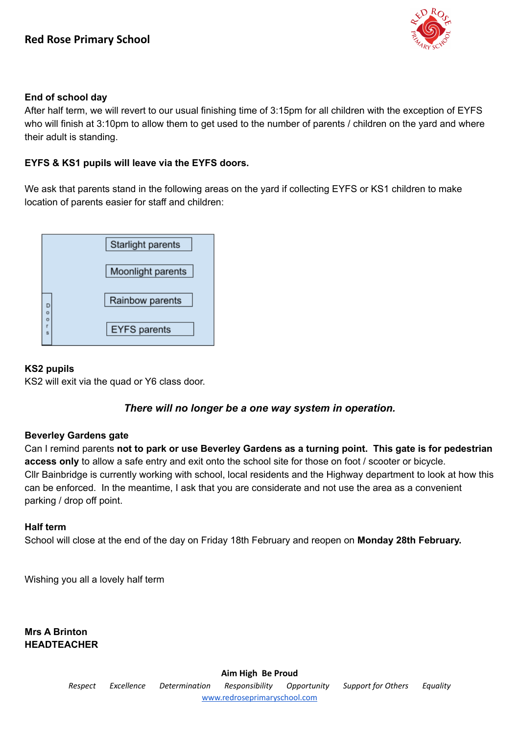## Red Rose Primary School

**End of school day**

After half term, we will revert to our usual finishing time of 3:15pm for all children with the exception of EYFS who will finish at 3:10pm to allow them to get used to the number of parents / children on the yard and where their adult is standing.

**EYFS & KS1 pupils will leave via the EYFS doors.**

We ask that parents stand in the following areas on the yard if collecting EYFS or KS1 children to make location of parents easier for staff and children:

Starlight parents

Moonlight parents

Rainbow parents

EYFS parents

Doors

**KS2 pupils**

KS2 will exit via the quad or Y6 class door.

***There will no longer be a one way system in operation.***

**Beverley Gardens gate**

Can I remind parents **not to park or use Beverley Gardens as a turning point. This gate is for pedestrian access only** to allow a safe entry and exit onto the school site for those on foot / scooter or bicycle.
Cllr Bainbridge is currently working with school, local residents and the Highway department to look at how this can be enforced. In the meantime, I ask that you are considerate and not use the area as a convenient parking / drop off point.

**Half term**

School will close at the end of the day on Friday 18th February and reopen on **Monday 28th February.**

Wishing you all a lovely half term

**Mrs A Brinton**
**HEADTEACHER**

**Aim High Be Proud**

*Respect Excellence Determination Responsibility Opportunity Support for Others Equality*

www.redroseprimaryschool.com